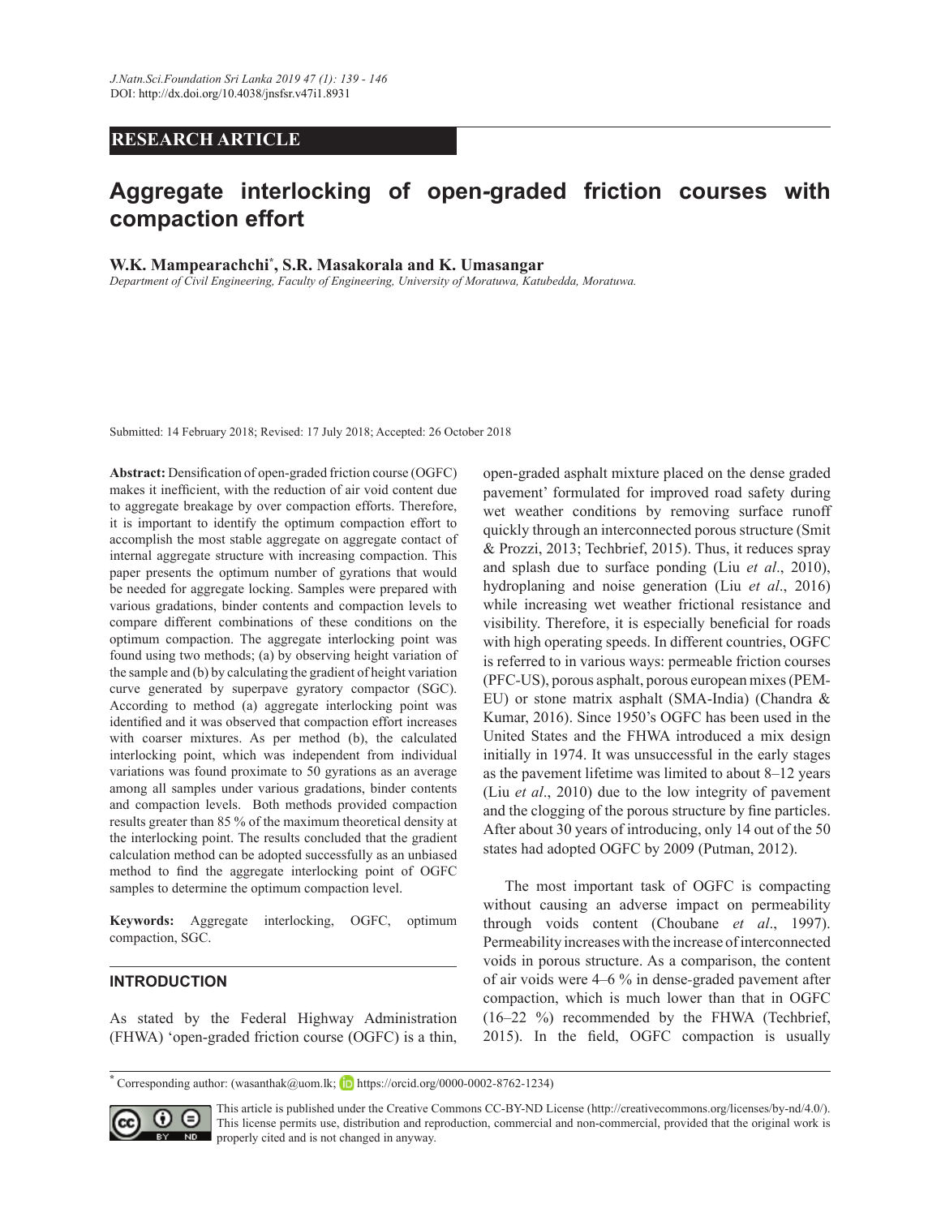RESEARCH ARTICLE

# Aggregate interlocking of open-graded friction courses with compaction effort

**W.K. Mampearachchi*, S.R. Masakorala and K. Umasangar**

*Department of Civil Engineering, Faculty of Engineering, University of Moratuwa, Katubedda, Moratuwa.*

Submitted: 14 February 2018; Revised: 17 July 2018; Accepted: 26 October 2018

**Abstract:** Densification of open-graded friction course (OGFC) makes it inefficient, with the reduction of air void content due to aggregate breakage by over compaction efforts. Therefore, it is important to identify the optimum compaction effort to accomplish the most stable aggregate on aggregate contact of internal aggregate structure with increasing compaction. This paper presents the optimum number of gyrations that would be needed for aggregate locking. Samples were prepared with various gradations, binder contents and compaction levels to compare different combinations of these conditions on the optimum compaction. The aggregate interlocking point was found using two methods; (a) by observing height variation of the sample and (b) by calculating the gradient of height variation curve generated by superpave gyratory compactor (SGC). According to method (a) aggregate interlocking point was identified and it was observed that compaction effort increases with coarser mixtures. As per method (b), the calculated interlocking point, which was independent from individual variations was found proximate to 50 gyrations as an average among all samples under various gradations, binder contents and compaction levels. Both methods provided compaction results greater than 85 % of the maximum theoretical density at the interlocking point. The results concluded that the gradient calculation method can be adopted successfully as an unbiased method to find the aggregate interlocking point of OGFC samples to determine the optimum compaction level.

**Keywords:** Aggregate interlocking, OGFC, optimum compaction, SGC.

## INTRODUCTION

As stated by the Federal Highway Administration (FHWA) 'open-graded friction course (OGFC) is a thin, open-graded asphalt mixture placed on the dense graded pavement' formulated for improved road safety during wet weather conditions by removing surface runoff quickly through an interconnected porous structure (Smit & Prozzi, 2013; Techbrief, 2015). Thus, it reduces spray and splash due to surface ponding (Liu *et al*., 2010), hydroplaning and noise generation (Liu *et al*., 2016) while increasing wet weather frictional resistance and visibility. Therefore, it is especially beneficial for roads with high operating speeds. In different countries, OGFC is referred to in various ways: permeable friction courses (PFC-US), porous asphalt, porous european mixes (PEM-EU) or stone matrix asphalt (SMA-India) (Chandra & Kumar, 2016). Since 1950's OGFC has been used in the United States and the FHWA introduced a mix design initially in 1974. It was unsuccessful in the early stages as the pavement lifetime was limited to about 8–12 years (Liu *et al*., 2010) due to the low integrity of pavement and the clogging of the porous structure by fine particles. After about 30 years of introducing, only 14 out of the 50 states had adopted OGFC by 2009 (Putman, 2012).

The most important task of OGFC is compacting without causing an adverse impact on permeability through voids content (Choubane *et al*., 1997). Permeability increases with the increase of interconnected voids in porous structure. As a comparison, the content of air voids were 4–6 % in dense-graded pavement after compaction, which is much lower than that in OGFC (16–22 %) recommended by the FHWA (Techbrief, 2015). In the field, OGFC compaction is usually

* Corresponding author: (wasanthak@uom.lk; https://orcid.org/0000-0002-8762-1234)

This article is published under the Creative Commons CC-BY-ND License (http://creativecommons.org/licenses/by-nd/4.0/). This license permits use, distribution and reproduction, commercial and non-commercial, provided that the original work is properly cited and is not changed in anyway.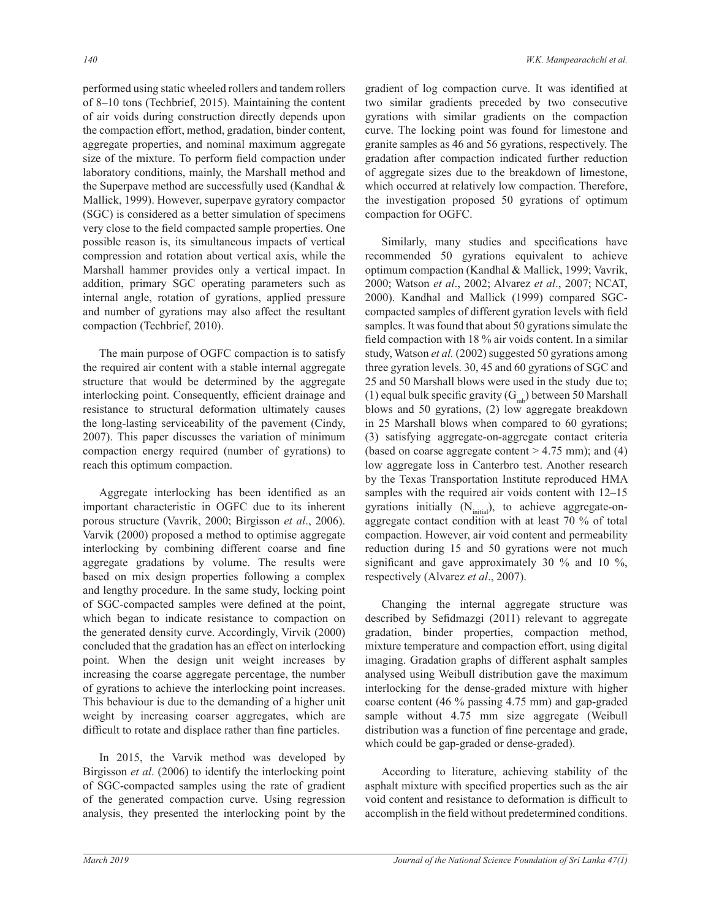performed using static wheeled rollers and tandem rollers of 8–10 tons (Techbrief, 2015). Maintaining the content of air voids during construction directly depends upon the compaction effort, method, gradation, binder content, aggregate properties, and nominal maximum aggregate size of the mixture. To perform field compaction under laboratory conditions, mainly, the Marshall method and the Superpave method are successfully used (Kandhal & Mallick, 1999). However, superpave gyratory compactor (SGC) is considered as a better simulation of specimens very close to the field compacted sample properties. One possible reason is, its simultaneous impacts of vertical compression and rotation about vertical axis, while the Marshall hammer provides only a vertical impact. In addition, primary SGC operating parameters such as internal angle, rotation of gyrations, applied pressure and number of gyrations may also affect the resultant compaction (Techbrief, 2010).

The main purpose of OGFC compaction is to satisfy the required air content with a stable internal aggregate structure that would be determined by the aggregate interlocking point. Consequently, efficient drainage and resistance to structural deformation ultimately causes the long-lasting serviceability of the pavement (Cindy, 2007). This paper discusses the variation of minimum compaction energy required (number of gyrations) to reach this optimum compaction.

Aggregate interlocking has been identified as an important characteristic in OGFC due to its inherent porous structure (Vavrik, 2000; Birgisson *et al*., 2006). Varvik (2000) proposed a method to optimise aggregate interlocking by combining different coarse and fine aggregate gradations by volume. The results were based on mix design properties following a complex and lengthy procedure. In the same study, locking point of SGC-compacted samples were defined at the point, which began to indicate resistance to compaction on the generated density curve. Accordingly, Virvik (2000) concluded that the gradation has an effect on interlocking point. When the design unit weight increases by increasing the coarse aggregate percentage, the number of gyrations to achieve the interlocking point increases. This behaviour is due to the demanding of a higher unit weight by increasing coarser aggregates, which are difficult to rotate and displace rather than fine particles.

In 2015, the Varvik method was developed by Birgisson *et al*. (2006) to identify the interlocking point of SGC-compacted samples using the rate of gradient of the generated compaction curve. Using regression analysis, they presented the interlocking point by the gradient of log compaction curve. It was identified at two similar gradients preceded by two consecutive gyrations with similar gradients on the compaction curve. The locking point was found for limestone and granite samples as 46 and 56 gyrations, respectively. The gradation after compaction indicated further reduction of aggregate sizes due to the breakdown of limestone, which occurred at relatively low compaction. Therefore, the investigation proposed 50 gyrations of optimum compaction for OGFC.

Similarly, many studies and specifications have recommended 50 gyrations equivalent to achieve optimum compaction (Kandhal & Mallick, 1999; Vavrik, 2000; Watson *et al*., 2002; Alvarez *et al*., 2007; NCAT, 2000). Kandhal and Mallick (1999) compared SGC-compacted samples of different gyration levels with field samples. It was found that about 50 gyrations simulate the field compaction with 18 % air voids content. In a similar study, Watson *et al.* (2002) suggested 50 gyrations among three gyration levels. 30, 45 and 60 gyrations of SGC and 25 and 50 Marshall blows were used in the study due to; (1) equal bulk specific gravity ($G_{mb}$) between 50 Marshall blows and 50 gyrations, (2) low aggregate breakdown in 25 Marshall blows when compared to 60 gyrations; (3) satisfying aggregate-on-aggregate contact criteria (based on coarse aggregate content > 4.75 mm); and (4) low aggregate loss in Canterbro test. Another research by the Texas Transportation Institute reproduced HMA samples with the required air voids content with 12–15 gyrations initially ($N_{initial}$), to achieve aggregate-on-aggregate contact condition with at least 70 % of total compaction. However, air void content and permeability reduction during 15 and 50 gyrations were not much significant and gave approximately 30 % and 10 %, respectively (Alvarez *et al*., 2007).

Changing the internal aggregate structure was described by Sefidmazgi (2011) relevant to aggregate gradation, binder properties, compaction method, mixture temperature and compaction effort, using digital imaging. Gradation graphs of different asphalt samples analysed using Weibull distribution gave the maximum interlocking for the dense-graded mixture with higher coarse content (46 % passing 4.75 mm) and gap-graded sample without 4.75 mm size aggregate (Weibull distribution was a function of fine percentage and grade, which could be gap-graded or dense-graded).

According to literature, achieving stability of the asphalt mixture with specified properties such as the air void content and resistance to deformation is difficult to accomplish in the field without predetermined conditions.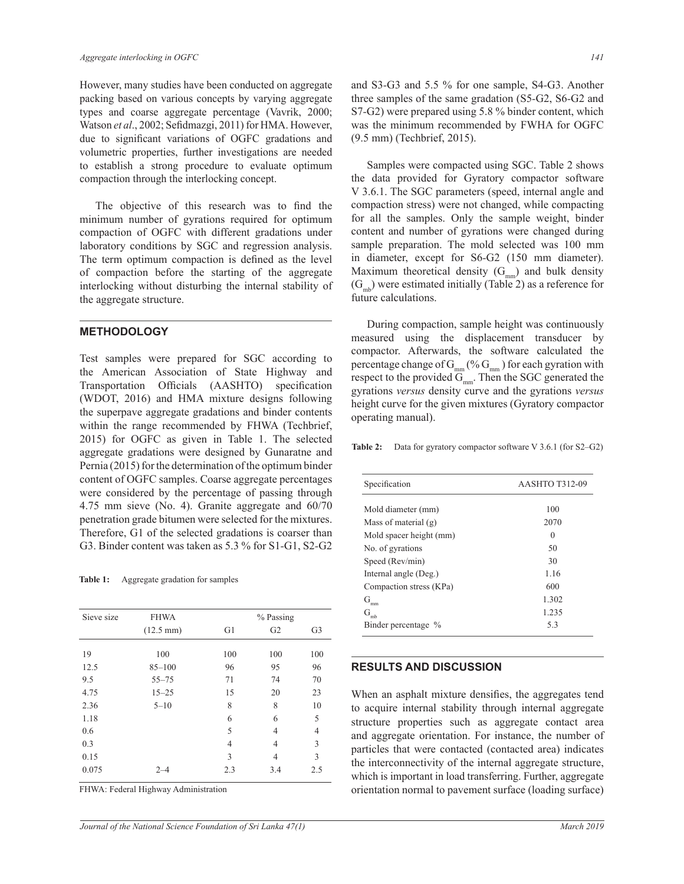However, many studies have been conducted on aggregate packing based on various concepts by varying aggregate types and coarse aggregate percentage (Vavrik, 2000; Watson *et al*., 2002; Sefidmazgi, 2011) for HMA. However, due to significant variations of OGFC gradations and volumetric properties, further investigations are needed to establish a strong procedure to evaluate optimum compaction through the interlocking concept.

The objective of this research was to find the minimum number of gyrations required for optimum compaction of OGFC with different gradations under laboratory conditions by SGC and regression analysis. The term optimum compaction is defined as the level of compaction before the starting of the aggregate interlocking without disturbing the internal stability of the aggregate structure.

## METHODOLOGY

Test samples were prepared for SGC according to the American Association of State Highway and Transportation Officials (AASHTO) specification (WDOT, 2016) and HMA mixture designs following the superpave aggregate gradations and binder contents within the range recommended by FHWA (Techbrief, 2015) for OGFC as given in Table 1. The selected aggregate gradations were designed by Gunaratne and Pernia (2015) for the determination of the optimum binder content of OGFC samples. Coarse aggregate percentages were considered by the percentage of passing through 4.75 mm sieve (No. 4). Granite aggregate and 60/70 penetration grade bitumen were selected for the mixtures. Therefore, G1 of the selected gradations is coarser than G3. Binder content was taken as 5.3 % for S1-G1, S2-G2 and S3-G3 and 5.5 % for one sample, S4-G3. Another three samples of the same gradation (S5-G2, S6-G2 and S7-G2) were prepared using 5.8 % binder content, which was the minimum recommended by FWHA for OGFC (9.5 mm) (Techbrief, 2015).

**Table 1:** Aggregate gradation for samples

| Sieve size | FHWA (12.5 mm) | % Passing G1 | G2 | G3 |
|---|---|---|---|---|
| 19 | 100 | 100 | 100 | 100 |
| 12.5 | 85–100 | 96 | 95 | 96 |
| 9.5 | 55–75 | 71 | 74 | 70 |
| 4.75 | 15–25 | 15 | 20 | 23 |
| 2.36 | 5–10 | 8 | 8 | 10 |
| 1.18 | | 6 | 6 | 5 |
| 0.6 | | 5 | 4 | 4 |
| 0.3 | | 4 | 4 | 3 |
| 0.15 | | 3 | 4 | 3 |
| 0.075 | 2–4 | 2.3 | 3.4 | 2.5 |

FHWA: Federal Highway Administration

Samples were compacted using SGC. Table 2 shows the data provided for Gyratory compactor software V 3.6.1. The SGC parameters (speed, internal angle and compaction stress) were not changed, while compacting for all the samples. Only the sample weight, binder content and number of gyrations were changed during sample preparation. The mold selected was 100 mm in diameter, except for S6-G2 (150 mm diameter). Maximum theoretical density ($G_{mm}$) and bulk density ($G_{mb}$) were estimated initially (Table 2) as a reference for future calculations.

During compaction, sample height was continuously measured using the displacement transducer by compactor. Afterwards, the software calculated the percentage change of $G_{mm}$ (% $G_{mm}$) for each gyration with respect to the provided $G_{mm}$. Then the SGC generated the gyrations *versus* density curve and the gyrations *versus* height curve for the given mixtures (Gyratory compactor operating manual).

**Table 2:** Data for gyratory compactor software V 3.6.1 (for S2–G2)

| Specification | AASHTO T312-09 |
|---|---|
| Mold diameter (mm) | 100 |
| Mass of material (g) | 2070 |
| Mold spacer height (mm) | 0 |
| No. of gyrations | 50 |
| Speed (Rev/min) | 30 |
| Internal angle (Deg.) | 1.16 |
| Compaction stress (KPa) | 600 |
| $G_{mm}$ | 1.302 |
| $G_{mb}$ | 1.235 |
| Binder percentage % | 5.3 |

## RESULTS AND DISCUSSION

When an asphalt mixture densifies, the aggregates tend to acquire internal stability through internal aggregate structure properties such as aggregate contact area and aggregate orientation. For instance, the number of particles that were contacted (contacted area) indicates the interconnectivity of the internal aggregate structure, which is important in load transferring. Further, aggregate orientation normal to pavement surface (loading surface)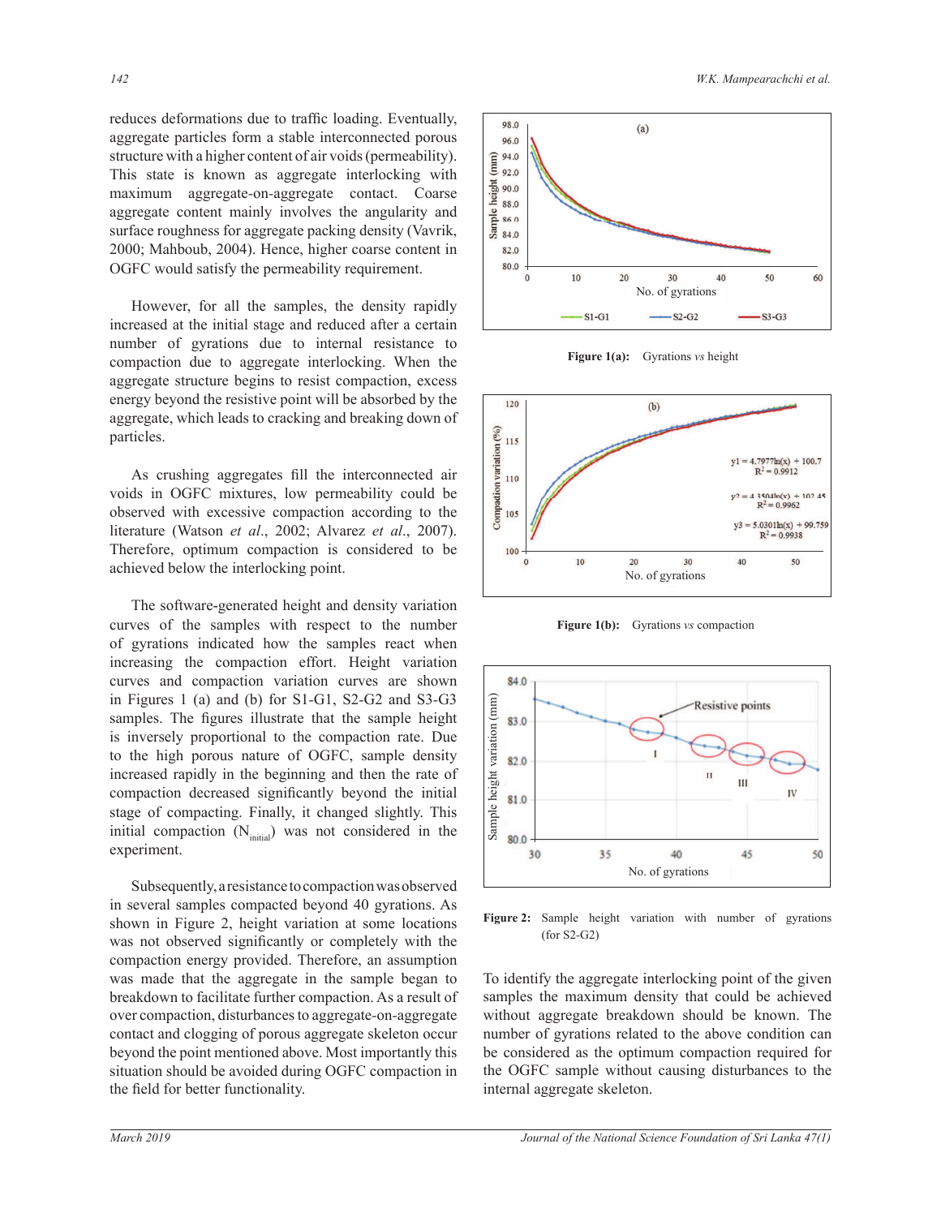reduces deformations due to traffic loading. Eventually, aggregate particles form a stable interconnected porous structure with a higher content of air voids (permeability). This state is known as aggregate interlocking with maximum aggregate-on-aggregate contact. Coarse aggregate content mainly involves the angularity and surface roughness for aggregate packing density (Vavrik, 2000; Mahboub, 2004). Hence, higher coarse content in OGFC would satisfy the permeability requirement.

However, for all the samples, the density rapidly increased at the initial stage and reduced after a certain number of gyrations due to internal resistance to compaction due to aggregate interlocking. When the aggregate structure begins to resist compaction, excess energy beyond the resistive point will be absorbed by the aggregate, which leads to cracking and breaking down of particles.

As crushing aggregates fill the interconnected air voids in OGFC mixtures, low permeability could be observed with excessive compaction according to the literature (Watson *et al*., 2002; Alvarez *et al*., 2007). Therefore, optimum compaction is considered to be achieved below the interlocking point.

The software-generated height and density variation curves of the samples with respect to the number of gyrations indicated how the samples react when increasing the compaction effort. Height variation curves and compaction variation curves are shown in Figures 1 (a) and (b) for S1-G1, S2-G2 and S3-G3 samples. The figures illustrate that the sample height is inversely proportional to the compaction rate. Due to the high porous nature of OGFC, sample density increased rapidly in the beginning and then the rate of compaction decreased significantly beyond the initial stage of compacting. Finally, it changed slightly. This initial compaction ($N_{initial}$) was not considered in the experiment.

Subsequently, a resistance to compaction was observed in several samples compacted beyond 40 gyrations. As shown in Figure 2, height variation at some locations was not observed significantly or completely with the compaction energy provided. Therefore, an assumption was made that the aggregate in the sample began to breakdown to facilitate further compaction. As a result of over compaction, disturbances to aggregate-on-aggregate contact and clogging of porous aggregate skeleton occur beyond the point mentioned above. Most importantly this situation should be avoided during OGFC compaction in the field for better functionality.

**Figure 1(a):** Gyrations *vs* height

**Figure 1(b):** Gyrations *vs* compaction

**Figure 2:** Sample height variation with number of gyrations (for S2-G2)

To identify the aggregate interlocking point of the given samples the maximum density that could be achieved without aggregate breakdown should be known. The number of gyrations related to the above condition can be considered as the optimum compaction required for the OGFC sample without causing disturbances to the internal aggregate skeleton.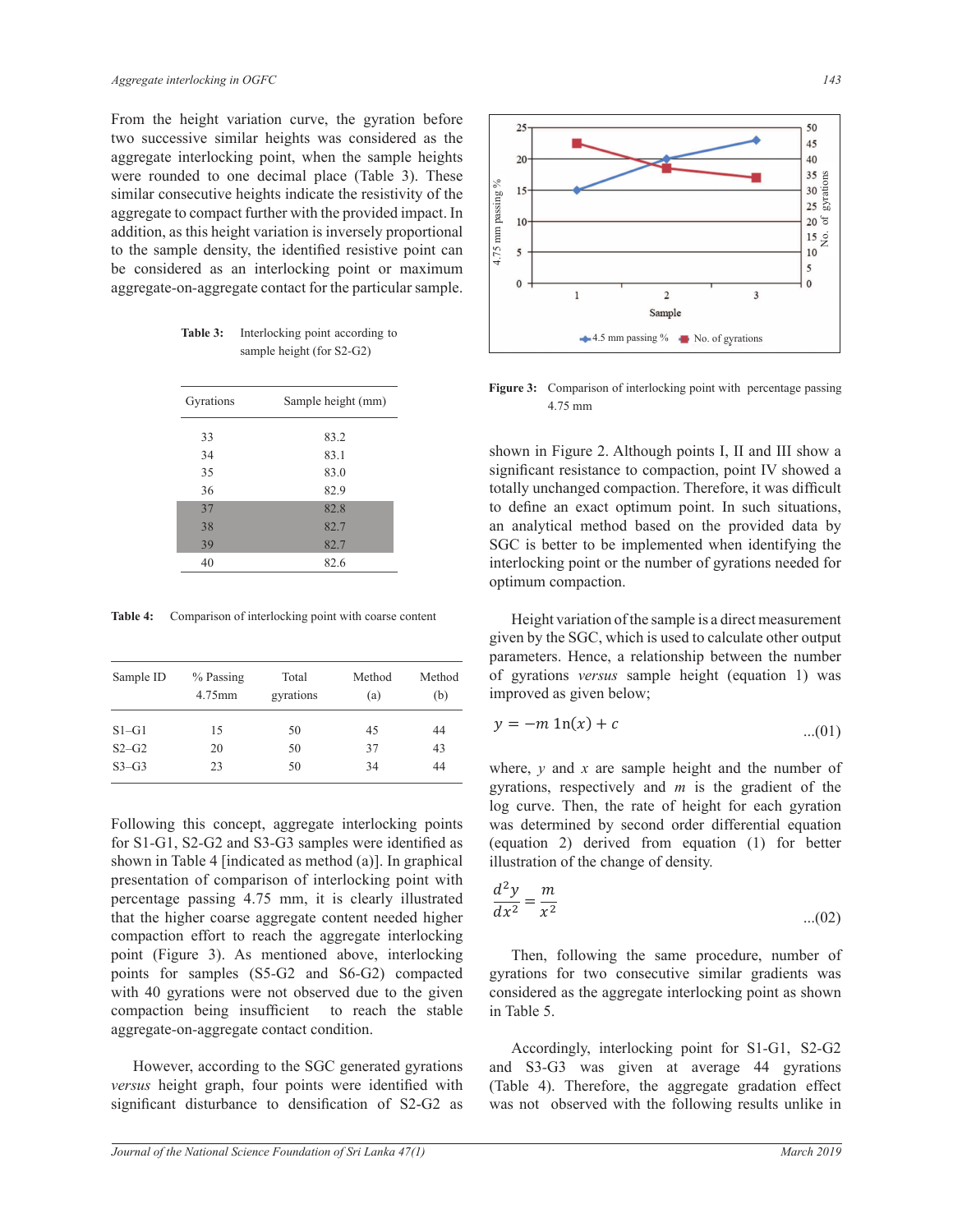From the height variation curve, the gyration before two successive similar heights was considered as the aggregate interlocking point, when the sample heights were rounded to one decimal place (Table 3). These similar consecutive heights indicate the resistivity of the aggregate to compact further with the provided impact. In addition, as this height variation is inversely proportional to the sample density, the identified resistive point can be considered as an interlocking point or maximum aggregate-on-aggregate contact for the particular sample.

**Table 3:** Interlocking point according to sample height (for S2-G2)

| Gyrations | Sample height (mm) |
|---|---|
| 33 | 83.2 |
| 34 | 83.1 |
| 35 | 83.0 |
| 36 | 82.9 |
| 37 | 82.8 |
| 38 | 82.7 |
| 39 | 82.7 |
| 40 | 82.6 |

**Table 4:** Comparison of interlocking point with coarse content

| Sample ID | % Passing 4.75mm | Total gyrations | Method (a) | Method (b) |
|---|---|---|---|---|
| S1–G1 | 15 | 50 | 45 | 44 |
| S2–G2 | 20 | 50 | 37 | 43 |
| S3–G3 | 23 | 50 | 34 | 44 |

Following this concept, aggregate interlocking points for S1-G1, S2-G2 and S3-G3 samples were identified as shown in Table 4 [indicated as method (a)]. In graphical presentation of comparison of interlocking point with percentage passing 4.75 mm, it is clearly illustrated that the higher coarse aggregate content needed higher compaction effort to reach the aggregate interlocking point (Figure 3). As mentioned above, interlocking points for samples (S5-G2 and S6-G2) compacted with 40 gyrations were not observed due to the given compaction being insufficient to reach the stable aggregate-on-aggregate contact condition.

However, according to the SGC generated gyrations *versus* height graph, four points were identified with significant disturbance to densification of S2-G2 as shown in Figure 2. Although points I, II and III show a significant resistance to compaction, point IV showed a totally unchanged compaction. Therefore, it was difficult to define an exact optimum point. In such situations, an analytical method based on the provided data by SGC is better to be implemented when identifying the interlocking point or the number of gyrations needed for optimum compaction.

**Figure 3:** Comparison of interlocking point with percentage passing 4.75 mm

Height variation of the sample is a direct measurement given by the SGC, which is used to calculate other output parameters. Hence, a relationship between the number of gyrations *versus* sample height (equation 1) was improved as given below;

$$y = -m\ \ln(x) + c \qquad \text{...(01)}$$

where, $y$ and $x$ are sample height and the number of gyrations, respectively and $m$ is the gradient of the log curve. Then, the rate of height for each gyration was determined by second order differential equation (equation 2) derived from equation (1) for better illustration of the change of density.

$$\frac{d^2y}{dx^2} = \frac{m}{x^2} \qquad \text{...(02)}$$

Then, following the same procedure, number of gyrations for two consecutive similar gradients was considered as the aggregate interlocking point as shown in Table 5.

Accordingly, interlocking point for S1-G1, S2-G2 and S3-G3 was given at average 44 gyrations (Table 4). Therefore, the aggregate gradation effect was not observed with the following results unlike in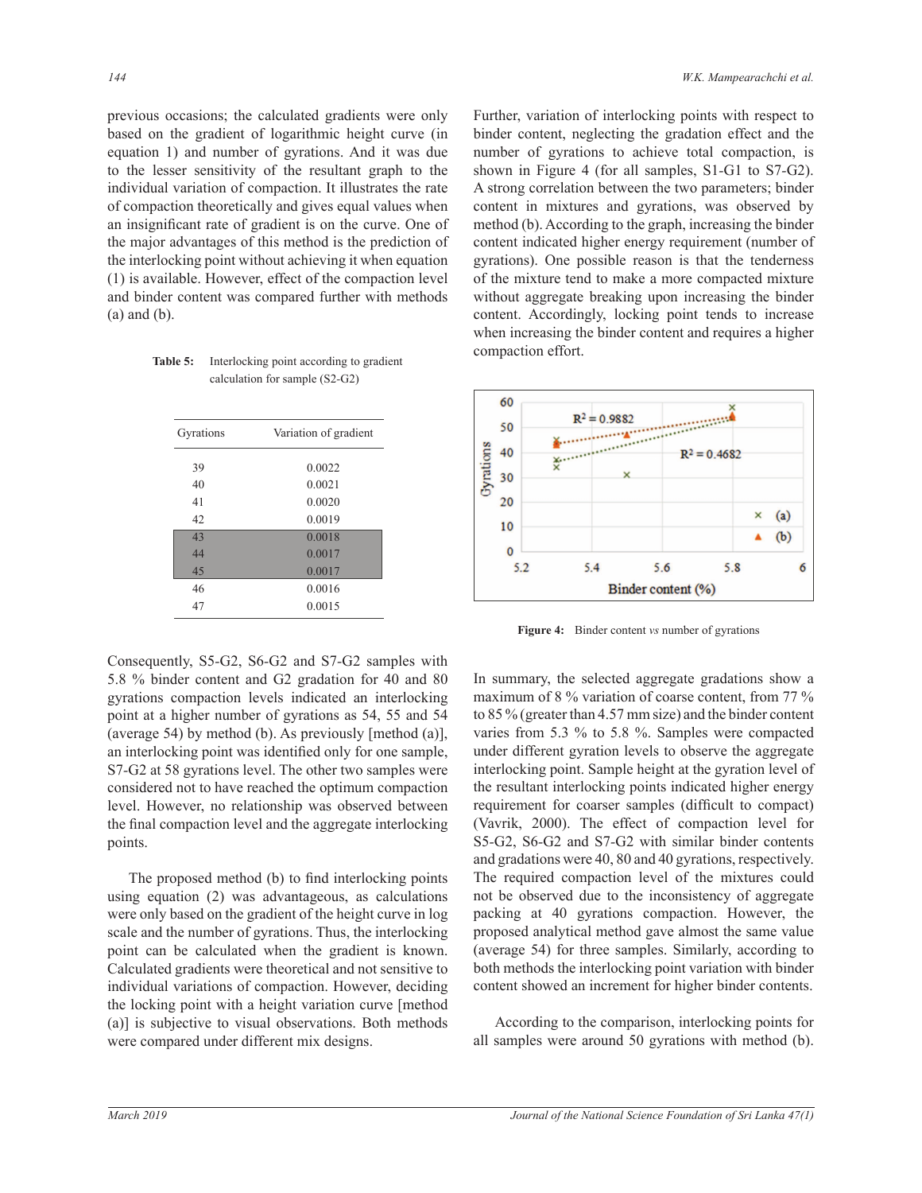previous occasions; the calculated gradients were only based on the gradient of logarithmic height curve (in equation 1) and number of gyrations. And it was due to the lesser sensitivity of the resultant graph to the individual variation of compaction. It illustrates the rate of compaction theoretically and gives equal values when an insignificant rate of gradient is on the curve. One of the major advantages of this method is the prediction of the interlocking point without achieving it when equation (1) is available. However, effect of the compaction level and binder content was compared further with methods (a) and (b).

**Table 5:** Interlocking point according to gradient calculation for sample (S2-G2)

| Gyrations | Variation of gradient |
|---|---|
| 39 | 0.0022 |
| 40 | 0.0021 |
| 41 | 0.0020 |
| 42 | 0.0019 |
| 43 | 0.0018 |
| 44 | 0.0017 |
| 45 | 0.0017 |
| 46 | 0.0016 |
| 47 | 0.0015 |

Consequently, S5-G2, S6-G2 and S7-G2 samples with 5.8 % binder content and G2 gradation for 40 and 80 gyrations compaction levels indicated an interlocking point at a higher number of gyrations as 54, 55 and 54 (average 54) by method (b). As previously [method (a)], an interlocking point was identified only for one sample, S7-G2 at 58 gyrations level. The other two samples were considered not to have reached the optimum compaction level. However, no relationship was observed between the final compaction level and the aggregate interlocking points.

The proposed method (b) to find interlocking points using equation (2) was advantageous, as calculations were only based on the gradient of the height curve in log scale and the number of gyrations. Thus, the interlocking point can be calculated when the gradient is known. Calculated gradients were theoretical and not sensitive to individual variations of compaction. However, deciding the locking point with a height variation curve [method (a)] is subjective to visual observations. Both methods were compared under different mix designs.

Further, variation of interlocking points with respect to binder content, neglecting the gradation effect and the number of gyrations to achieve total compaction, is shown in Figure 4 (for all samples, S1-G1 to S7-G2). A strong correlation between the two parameters; binder content in mixtures and gyrations, was observed by method (b). According to the graph, increasing the binder content indicated higher energy requirement (number of gyrations). One possible reason is that the tenderness of the mixture tend to make a more compacted mixture without aggregate breaking upon increasing the binder content. Accordingly, locking point tends to increase when increasing the binder content and requires a higher compaction effort.

**Figure 4:** Binder content *vs* number of gyrations

In summary, the selected aggregate gradations show a maximum of 8 % variation of coarse content, from 77 % to 85 % (greater than 4.57 mm size) and the binder content varies from 5.3 % to 5.8 %. Samples were compacted under different gyration levels to observe the aggregate interlocking point. Sample height at the gyration level of the resultant interlocking points indicated higher energy requirement for coarser samples (difficult to compact) (Vavrik, 2000). The effect of compaction level for S5-G2, S6-G2 and S7-G2 with similar binder contents and gradations were 40, 80 and 40 gyrations, respectively. The required compaction level of the mixtures could not be observed due to the inconsistency of aggregate packing at 40 gyrations compaction. However, the proposed analytical method gave almost the same value (average 54) for three samples. Similarly, according to both methods the interlocking point variation with binder content showed an increment for higher binder contents.

According to the comparison, interlocking points for all samples were around 50 gyrations with method (b).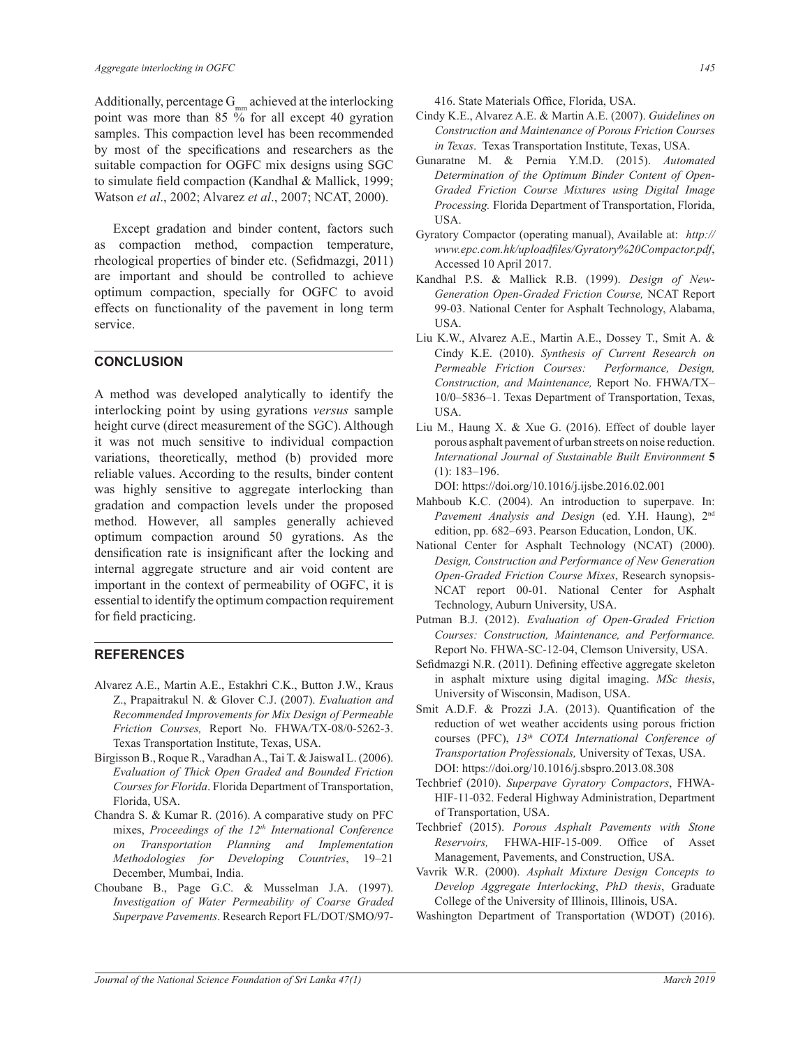Additionally, percentage $G_{mm}$ achieved at the interlocking point was more than 85 % for all except 40 gyration samples. This compaction level has been recommended by most of the specifications and researchers as the suitable compaction for OGFC mix designs using SGC to simulate field compaction (Kandhal & Mallick, 1999; Watson *et al*., 2002; Alvarez *et al*., 2007; NCAT, 2000).

Except gradation and binder content, factors such as compaction method, compaction temperature, rheological properties of binder etc. (Sefidmazgi, 2011) are important and should be controlled to achieve optimum compaction, specially for OGFC to avoid effects on functionality of the pavement in long term service.

## CONCLUSION

A method was developed analytically to identify the interlocking point by using gyrations *versus* sample height curve (direct measurement of the SGC). Although it was not much sensitive to individual compaction variations, theoretically, method (b) provided more reliable values. According to the results, binder content was highly sensitive to aggregate interlocking than gradation and compaction levels under the proposed method. However, all samples generally achieved optimum compaction around 50 gyrations. As the densification rate is insignificant after the locking and internal aggregate structure and air void content are important in the context of permeability of OGFC, it is essential to identify the optimum compaction requirement for field practicing.

## REFERENCES

Alvarez A.E., Martin A.E., Estakhri C.K., Button J.W., Kraus Z., Prapaitrakul N. & Glover C.J. (2007). *Evaluation and Recommended Improvements for Mix Design of Permeable Friction Courses,* Report No. FHWA/TX-08/0-5262-3. Texas Transportation Institute, Texas, USA.

Birgisson B., Roque R., Varadhan A., Tai T. & Jaiswal L. (2006). *Evaluation of Thick Open Graded and Bounded Friction Courses for Florida*. Florida Department of Transportation, Florida, USA.

Chandra S. & Kumar R. (2016). A comparative study on PFC mixes, *Proceedings of the 12th International Conference on Transportation Planning and Implementation Methodologies for Developing Countries*, 19–21 December, Mumbai, India.

Choubane B., Page G.C. & Musselman J.A. (1997). *Investigation of Water Permeability of Coarse Graded Superpave Pavements*. Research Report FL/DOT/SMO/97-416. State Materials Office, Florida, USA.

Cindy K.E., Alvarez A.E. & Martin A.E. (2007). *Guidelines on Construction and Maintenance of Porous Friction Courses in Texas*. Texas Transportation Institute, Texas, USA.

Gunaratne M. & Pernia Y.M.D. (2015). *Automated Determination of the Optimum Binder Content of Open-Graded Friction Course Mixtures using Digital Image Processing.* Florida Department of Transportation, Florida, USA.

Gyratory Compactor (operating manual), Available at: *http://www.epc.com.hk/uploadfiles/Gyratory%20Compactor.pdf*, Accessed 10 April 2017.

Kandhal P.S. & Mallick R.B. (1999). *Design of New-Generation Open-Graded Friction Course,* NCAT Report 99-03. National Center for Asphalt Technology, Alabama, USA.

Liu K.W., Alvarez A.E., Martin A.E., Dossey T., Smit A. & Cindy K.E. (2010). *Synthesis of Current Research on Permeable Friction Courses: Performance, Design, Construction, and Maintenance,* Report No. FHWA/TX–10/0–5836–1. Texas Department of Transportation, Texas, USA.

Liu M., Haung X. & Xue G. (2016). Effect of double layer porous asphalt pavement of urban streets on noise reduction. *International Journal of Sustainable Built Environment* **5** (1): 183–196.
DOI: https://doi.org/10.1016/j.ijsbe.2016.02.001

Mahboub K.C. (2004). An introduction to superpave. In: *Pavement Analysis and Design* (ed. Y.H. Haung), 2nd edition, pp. 682–693. Pearson Education, London, UK.

National Center for Asphalt Technology (NCAT) (2000). *Design, Construction and Performance of New Generation Open-Graded Friction Course Mixes*, Research synopsis-NCAT report 00-01. National Center for Asphalt Technology, Auburn University, USA.

Putman B.J. (2012). *Evaluation of Open-Graded Friction Courses: Construction, Maintenance, and Performance.* Report No. FHWA-SC-12-04, Clemson University, USA.

Sefidmazgi N.R. (2011). Defining effective aggregate skeleton in asphalt mixture using digital imaging. *MSc thesis*, University of Wisconsin, Madison, USA.

Smit A.D.F. & Prozzi J.A. (2013). Quantification of the reduction of wet weather accidents using porous friction courses (PFC), *13th COTA International Conference of Transportation Professionals,* University of Texas, USA.
DOI: https://doi.org/10.1016/j.sbspro.2013.08.308

Techbrief (2010). *Superpave Gyratory Compactors*, FHWA-HIF-11-032. Federal Highway Administration, Department of Transportation, USA.

Techbrief (2015). *Porous Asphalt Pavements with Stone Reservoirs,* FHWA-HIF-15-009. Office of Asset Management, Pavements, and Construction, USA.

Vavrik W.R. (2000). *Asphalt Mixture Design Concepts to Develop Aggregate Interlocking*, *PhD thesis*, Graduate College of the University of Illinois, Illinois, USA.

Washington Department of Transportation (WDOT) (2016).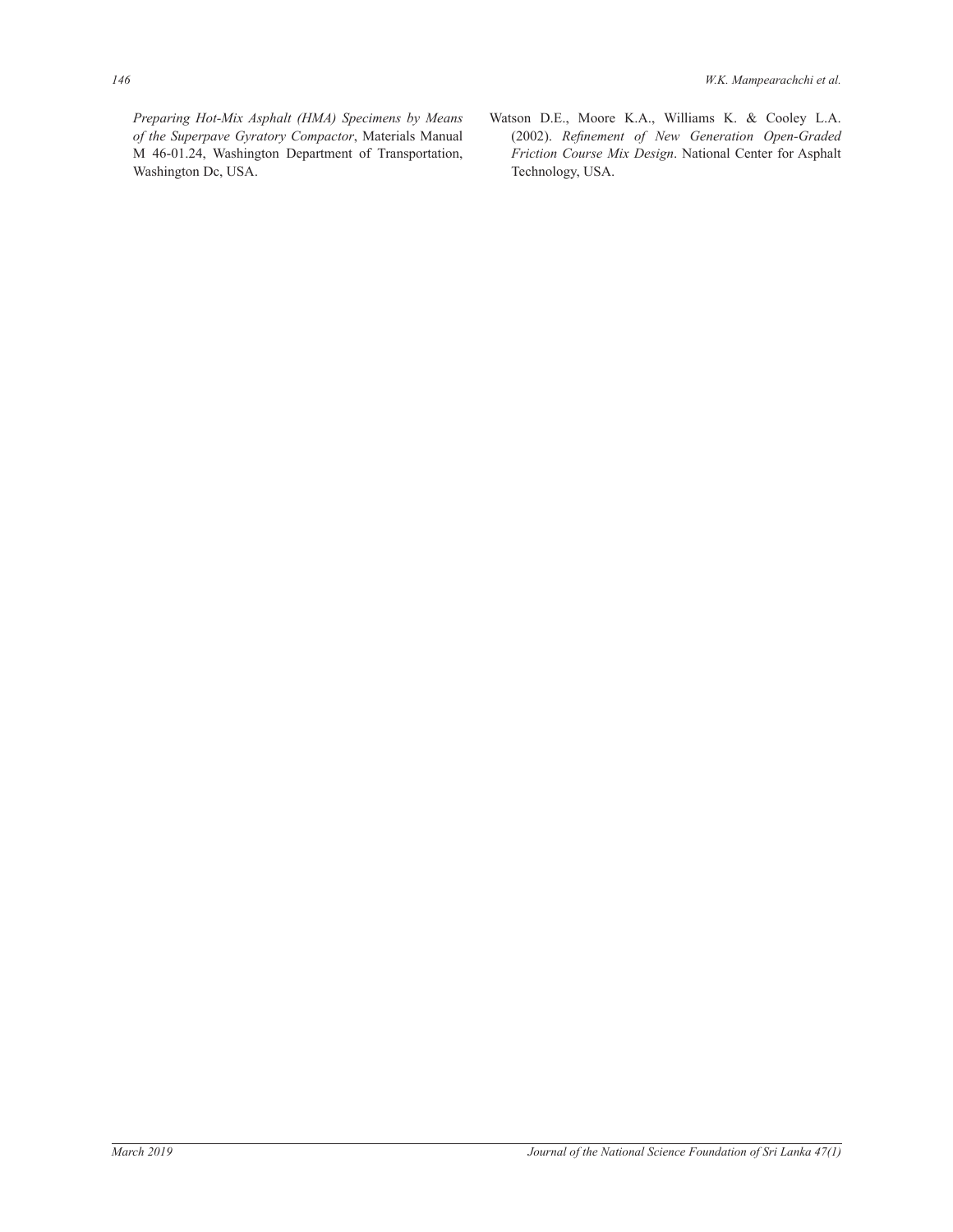*Preparing Hot-Mix Asphalt (HMA) Specimens by Means of the Superpave Gyratory Compactor*, Materials Manual M 46-01.24, Washington Department of Transportation, Washington Dc, USA.

Watson D.E., Moore K.A., Williams K. & Cooley L.A. (2002). *Refinement of New Generation Open-Graded Friction Course Mix Design*. National Center for Asphalt Technology, USA.